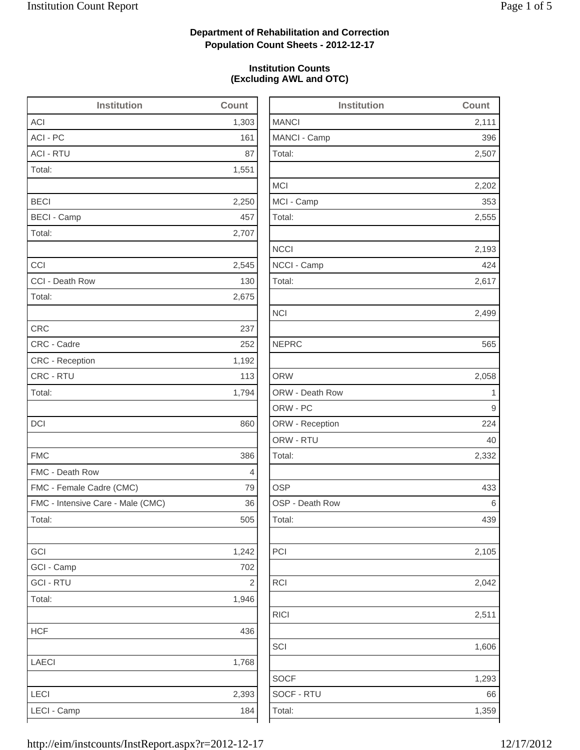**Department of Rehabilitation and Correction**
**Population Count Sheets - 2012-12-17**

**Institution Counts**
**(Excluding AWL and OTC)**

| Institution | Count |
|---|---|
| ACI | 1,303 |
| ACI - PC | 161 |
| ACI - RTU | 87 |
| Total: | 1,551 |
| | |
| BECI | 2,250 |
| BECI - Camp | 457 |
| Total: | 2,707 |
| | |
| CCI | 2,545 |
| CCI - Death Row | 130 |
| Total: | 2,675 |
| | |
| CRC | 237 |
| CRC - Cadre | 252 |
| CRC - Reception | 1,192 |
| CRC - RTU | 113 |
| Total: | 1,794 |
| | |
| DCI | 860 |
| | |
| FMC | 386 |
| FMC - Death Row | 4 |
| FMC - Female Cadre (CMC) | 79 |
| FMC - Intensive Care - Male (CMC) | 36 |
| Total: | 505 |
| | |
| GCI | 1,242 |
| GCI - Camp | 702 |
| GCI - RTU | 2 |
| Total: | 1,946 |
| | |
| HCF | 436 |
| | |
| LAECI | 1,768 |
| | |
| LECI | 2,393 |
| LECI - Camp | 184 |

| Institution | Count |
|---|---|
| MANCI | 2,111 |
| MANCI - Camp | 396 |
| Total: | 2,507 |
| | |
| MCI | 2,202 |
| MCI - Camp | 353 |
| Total: | 2,555 |
| | |
| NCCI | 2,193 |
| NCCI - Camp | 424 |
| Total: | 2,617 |
| | |
| NCI | 2,499 |
| | |
| NEPRC | 565 |
| | |
| ORW | 2,058 |
| ORW - Death Row | 1 |
| ORW - PC | 9 |
| ORW - Reception | 224 |
| ORW - RTU | 40 |
| Total: | 2,332 |
| | |
| OSP | 433 |
| OSP - Death Row | 6 |
| Total: | 439 |
| | |
| PCI | 2,105 |
| | |
| RCI | 2,042 |
| | |
| RICI | 2,511 |
| | |
| SCI | 1,606 |
| | |
| SOCF | 1,293 |
| SOCF - RTU | 66 |
| Total: | 1,359 |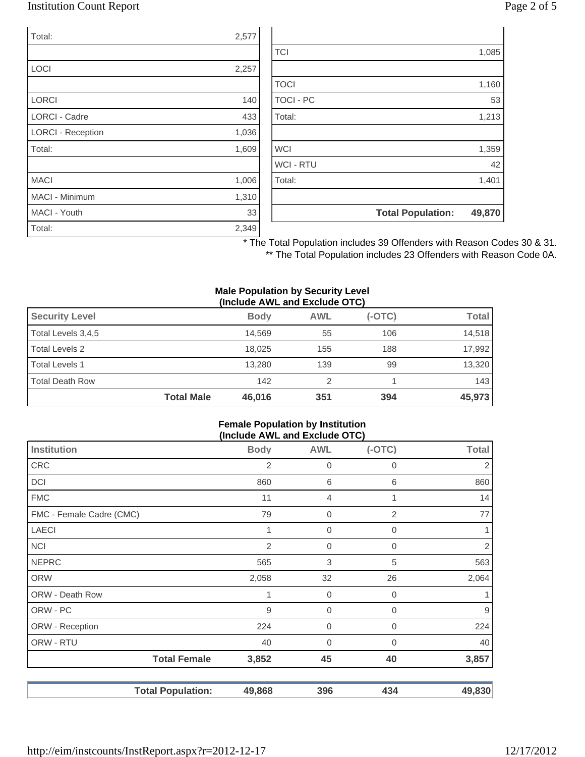| | |
|---|---|
| Total: | 2,577 |
| | |
| LOCI | 2,257 |
| | |
| LORCI | 140 |
| LORCI - Cadre | 433 |
| LORCI - Reception | 1,036 |
| Total: | 1,609 |
| | |
| MACI | 1,006 |
| MACI - Minimum | 1,310 |
| MACI - Youth | 33 |
| Total: | 2,349 |

| | |
|---|---|
| | |
| TCI | 1,085 |
| | |
| TOCI | 1,160 |
| TOCI - PC | 53 |
| Total: | 1,213 |
| | |
| WCI | 1,359 |
| WCI - RTU | 42 |
| Total: | 1,401 |
| | |
| **Total Population:** | **49,870** |

\* The Total Population includes 39 Offenders with Reason Codes 30 & 31.

\*\* The Total Population includes 23 Offenders with Reason Code 0A.

**Male Population by Security Level (Include AWL and Exclude OTC)**

| Security Level | | Body | AWL | (-OTC) | Total |
|---|---|---|---|---|---|
| Total Levels 3,4,5 | | 14,569 | 55 | 106 | 14,518 |
| Total Levels 2 | | 18,025 | 155 | 188 | 17,992 |
| Total Levels 1 | | 13,280 | 139 | 99 | 13,320 |
| Total Death Row | | 142 | 2 | 1 | 143 |
| | **Total Male** | **46,016** | **351** | **394** | **45,973** |

**Female Population by Institution (Include AWL and Exclude OTC)**

| Institution | | Body | AWL | (-OTC) | Total |
|---|---|---|---|---|---|
| CRC | | 2 | 0 | 0 | 2 |
| DCI | | 860 | 6 | 6 | 860 |
| FMC | | 11 | 4 | 1 | 14 |
| FMC - Female Cadre (CMC) | | 79 | 0 | 2 | 77 |
| LAECI | | 1 | 0 | 0 | 1 |
| NCI | | 2 | 0 | 0 | 2 |
| NEPRC | | 565 | 3 | 5 | 563 |
| ORW | | 2,058 | 32 | 26 | 2,064 |
| ORW - Death Row | | 1 | 0 | 0 | 1 |
| ORW - PC | | 9 | 0 | 0 | 9 |
| ORW - Reception | | 224 | 0 | 0 | 224 |
| ORW - RTU | | 40 | 0 | 0 | 40 |
| | **Total Female** | **3,852** | **45** | **40** | **3,857** |
| | | | | | |
| | **Total Population:** | **49,868** | **396** | **434** | **49,830** |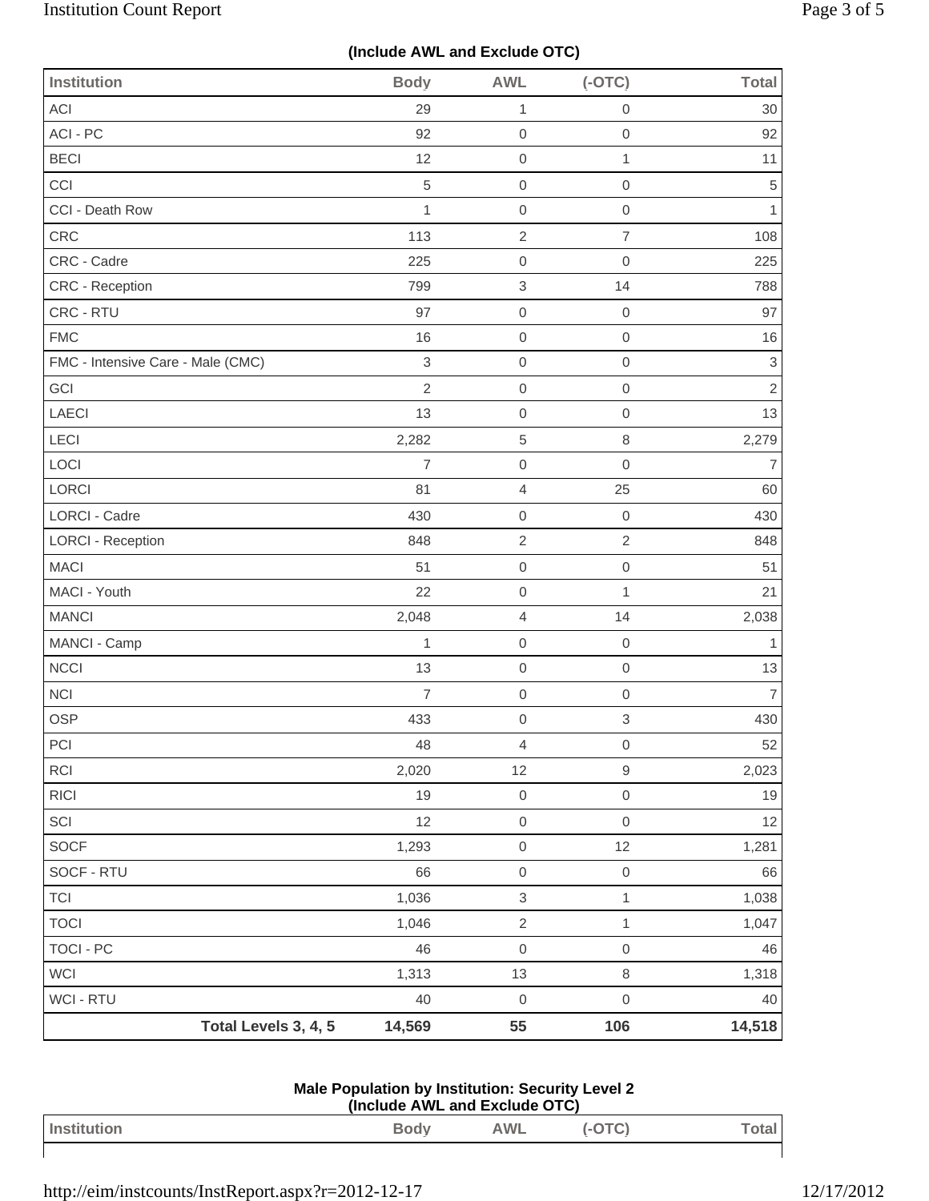**(Include AWL and Exclude OTC)**

| Institution | Body | AWL | (-OTC) | Total |
|---|---|---|---|---|
| ACI | 29 | 1 | 0 | 30 |
| ACI - PC | 92 | 0 | 0 | 92 |
| BECI | 12 | 0 | 1 | 11 |
| CCI | 5 | 0 | 0 | 5 |
| CCI - Death Row | 1 | 0 | 0 | 1 |
| CRC | 113 | 2 | 7 | 108 |
| CRC - Cadre | 225 | 0 | 0 | 225 |
| CRC - Reception | 799 | 3 | 14 | 788 |
| CRC - RTU | 97 | 0 | 0 | 97 |
| FMC | 16 | 0 | 0 | 16 |
| FMC - Intensive Care - Male (CMC) | 3 | 0 | 0 | 3 |
| GCI | 2 | 0 | 0 | 2 |
| LAECI | 13 | 0 | 0 | 13 |
| LECI | 2,282 | 5 | 8 | 2,279 |
| LOCI | 7 | 0 | 0 | 7 |
| LORCI | 81 | 4 | 25 | 60 |
| LORCI - Cadre | 430 | 0 | 0 | 430 |
| LORCI - Reception | 848 | 2 | 2 | 848 |
| MACI | 51 | 0 | 0 | 51 |
| MACI - Youth | 22 | 0 | 1 | 21 |
| MANCI | 2,048 | 4 | 14 | 2,038 |
| MANCI - Camp | 1 | 0 | 0 | 1 |
| NCCI | 13 | 0 | 0 | 13 |
| NCI | 7 | 0 | 0 | 7 |
| OSP | 433 | 0 | 3 | 430 |
| PCI | 48 | 4 | 0 | 52 |
| RCI | 2,020 | 12 | 9 | 2,023 |
| RICI | 19 | 0 | 0 | 19 |
| SCI | 12 | 0 | 0 | 12 |
| SOCF | 1,293 | 0 | 12 | 1,281 |
| SOCF - RTU | 66 | 0 | 0 | 66 |
| TCI | 1,036 | 3 | 1 | 1,038 |
| TOCI | 1,046 | 2 | 1 | 1,047 |
| TOCI - PC | 46 | 0 | 0 | 46 |
| WCI | 1,313 | 13 | 8 | 1,318 |
| WCI - RTU | 40 | 0 | 0 | 40 |
| **Total Levels 3, 4, 5** | **14,569** | **55** | **106** | **14,518** |

**Male Population by Institution: Security Level 2**
**(Include AWL and Exclude OTC)**

| Institution | Body | AWL | (-OTC) | Total |
|---|---|---|---|---|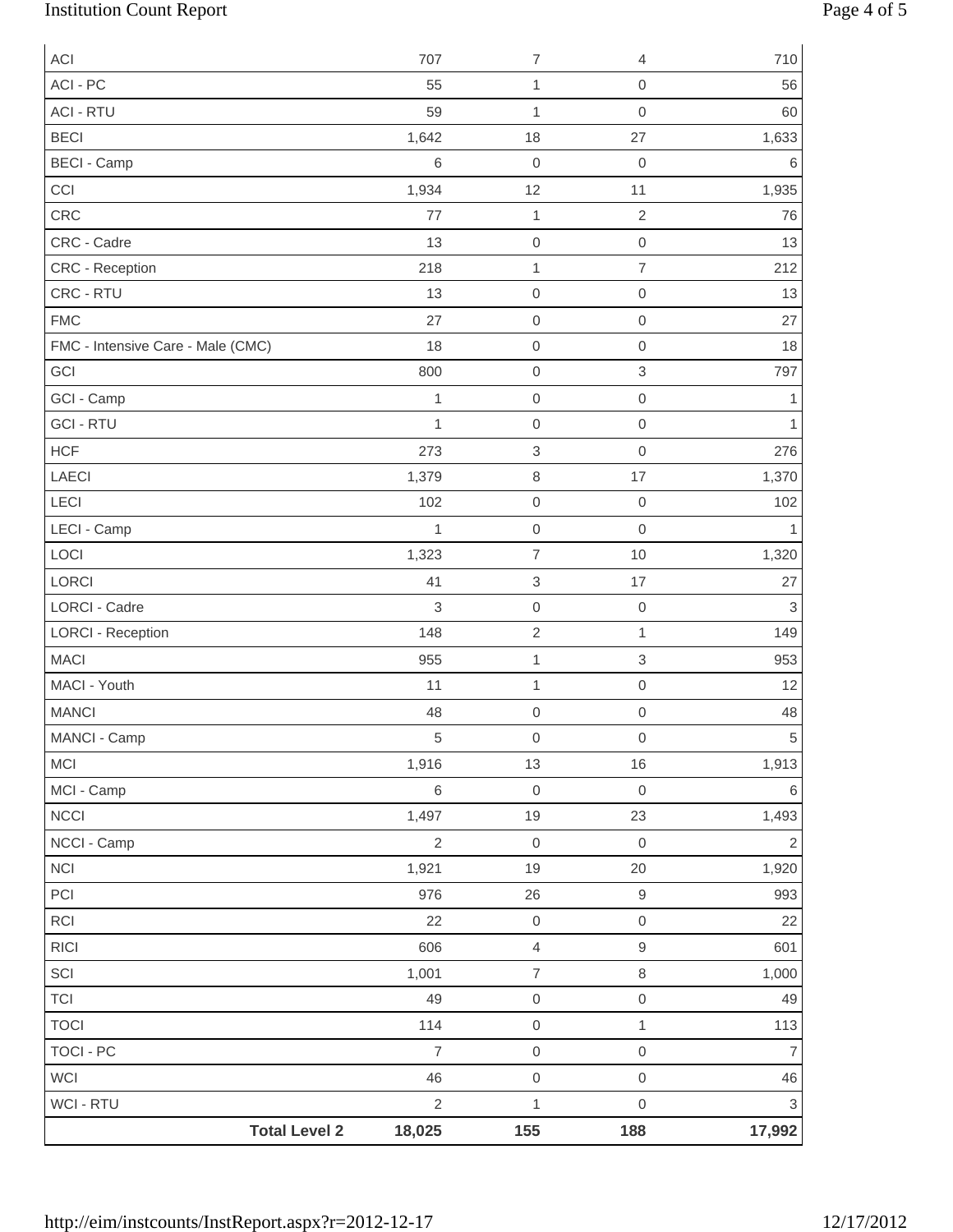| | | | | |
|---|---|---|---|---|
| ACI | 707 | 7 | 4 | 710 |
| ACI - PC | 55 | 1 | 0 | 56 |
| ACI - RTU | 59 | 1 | 0 | 60 |
| BECI | 1,642 | 18 | 27 | 1,633 |
| BECI - Camp | 6 | 0 | 0 | 6 |
| CCI | 1,934 | 12 | 11 | 1,935 |
| CRC | 77 | 1 | 2 | 76 |
| CRC - Cadre | 13 | 0 | 0 | 13 |
| CRC - Reception | 218 | 1 | 7 | 212 |
| CRC - RTU | 13 | 0 | 0 | 13 |
| FMC | 27 | 0 | 0 | 27 |
| FMC - Intensive Care - Male (CMC) | 18 | 0 | 0 | 18 |
| GCI | 800 | 0 | 3 | 797 |
| GCI - Camp | 1 | 0 | 0 | 1 |
| GCI - RTU | 1 | 0 | 0 | 1 |
| HCF | 273 | 3 | 0 | 276 |
| LAECI | 1,379 | 8 | 17 | 1,370 |
| LECI | 102 | 0 | 0 | 102 |
| LECI - Camp | 1 | 0 | 0 | 1 |
| LOCI | 1,323 | 7 | 10 | 1,320 |
| LORCI | 41 | 3 | 17 | 27 |
| LORCI - Cadre | 3 | 0 | 0 | 3 |
| LORCI - Reception | 148 | 2 | 1 | 149 |
| MACI | 955 | 1 | 3 | 953 |
| MACI - Youth | 11 | 1 | 0 | 12 |
| MANCI | 48 | 0 | 0 | 48 |
| MANCI - Camp | 5 | 0 | 0 | 5 |
| MCI | 1,916 | 13 | 16 | 1,913 |
| MCI - Camp | 6 | 0 | 0 | 6 |
| NCCI | 1,497 | 19 | 23 | 1,493 |
| NCCI - Camp | 2 | 0 | 0 | 2 |
| NCI | 1,921 | 19 | 20 | 1,920 |
| PCI | 976 | 26 | 9 | 993 |
| RCI | 22 | 0 | 0 | 22 |
| RICI | 606 | 4 | 9 | 601 |
| SCI | 1,001 | 7 | 8 | 1,000 |
| TCI | 49 | 0 | 0 | 49 |
| TOCI | 114 | 0 | 1 | 113 |
| TOCI - PC | 7 | 0 | 0 | 7 |
| WCI | 46 | 0 | 0 | 46 |
| WCI - RTU | 2 | 1 | 0 | 3 |
| **Total Level 2** | **18,025** | **155** | **188** | **17,992** |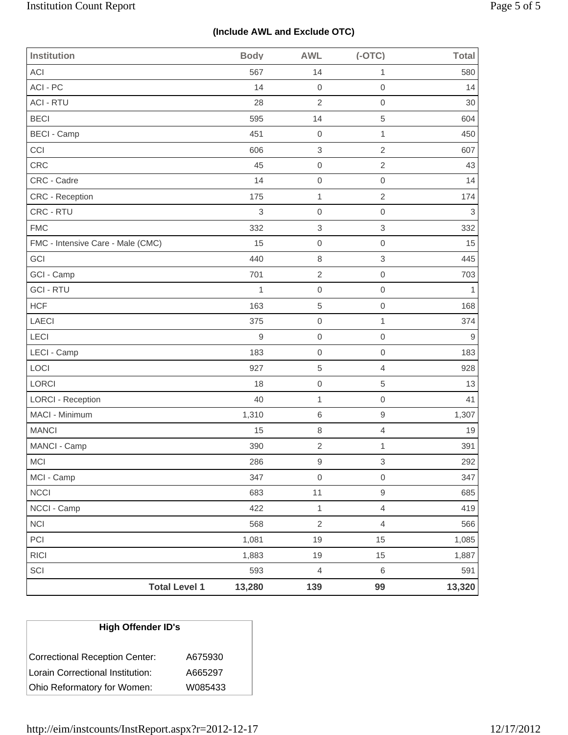**(Include AWL and Exclude OTC)**

| Institution | Body | AWL | (-OTC) | Total |
|---|---|---|---|---|
| ACI | 567 | 14 | 1 | 580 |
| ACI - PC | 14 | 0 | 0 | 14 |
| ACI - RTU | 28 | 2 | 0 | 30 |
| BECI | 595 | 14 | 5 | 604 |
| BECI - Camp | 451 | 0 | 1 | 450 |
| CCI | 606 | 3 | 2 | 607 |
| CRC | 45 | 0 | 2 | 43 |
| CRC - Cadre | 14 | 0 | 0 | 14 |
| CRC - Reception | 175 | 1 | 2 | 174 |
| CRC - RTU | 3 | 0 | 0 | 3 |
| FMC | 332 | 3 | 3 | 332 |
| FMC - Intensive Care - Male (CMC) | 15 | 0 | 0 | 15 |
| GCI | 440 | 8 | 3 | 445 |
| GCI - Camp | 701 | 2 | 0 | 703 |
| GCI - RTU | 1 | 0 | 0 | 1 |
| HCF | 163 | 5 | 0 | 168 |
| LAECI | 375 | 0 | 1 | 374 |
| LECI | 9 | 0 | 0 | 9 |
| LECI - Camp | 183 | 0 | 0 | 183 |
| LOCI | 927 | 5 | 4 | 928 |
| LORCI | 18 | 0 | 5 | 13 |
| LORCI - Reception | 40 | 1 | 0 | 41 |
| MACI - Minimum | 1,310 | 6 | 9 | 1,307 |
| MANCI | 15 | 8 | 4 | 19 |
| MANCI - Camp | 390 | 2 | 1 | 391 |
| MCI | 286 | 9 | 3 | 292 |
| MCI - Camp | 347 | 0 | 0 | 347 |
| NCCI | 683 | 11 | 9 | 685 |
| NCCI - Camp | 422 | 1 | 4 | 419 |
| NCI | 568 | 2 | 4 | 566 |
| PCI | 1,081 | 19 | 15 | 1,085 |
| RICI | 1,883 | 19 | 15 | 1,887 |
| SCI | 593 | 4 | 6 | 591 |
| **Total Level 1** | **13,280** | **139** | **99** | **13,320** |

| High Offender ID's | |
|---|---|
| Correctional Reception Center: | A675930 |
| Lorain Correctional Institution: | A665297 |
| Ohio Reformatory for Women: | W085433 |